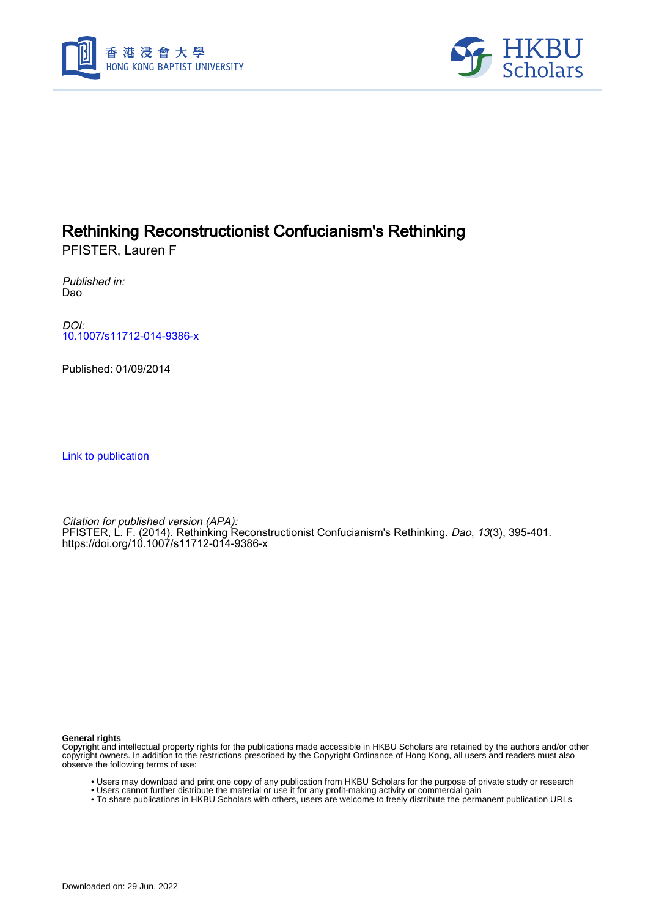# Rethinking Reconstructionist Confucianism's Rethinking

PFISTER, Lauren F

*Published in:*
Dao

*DOI:*
10.1007/s11712-014-9386-x

Published: 01/09/2014

Link to publication

*Citation for published version (APA):*
PFISTER, L. F. (2014). Rethinking Reconstructionist Confucianism's Rethinking. *Dao*, *13*(3), 395-401. https://doi.org/10.1007/s11712-014-9386-x

**General rights**
Copyright and intellectual property rights for the publications made accessible in HKBU Scholars are retained by the authors and/or other copyright owners. In addition to the restrictions prescribed by the Copyright Ordinance of Hong Kong, all users and readers must also observe the following terms of use:

- Users may download and print one copy of any publication from HKBU Scholars for the purpose of private study or research
- Users cannot further distribute the material or use it for any profit-making activity or commercial gain
- To share publications in HKBU Scholars with others, users are welcome to freely distribute the permanent publication URLs

Downloaded on: 29 Jun, 2022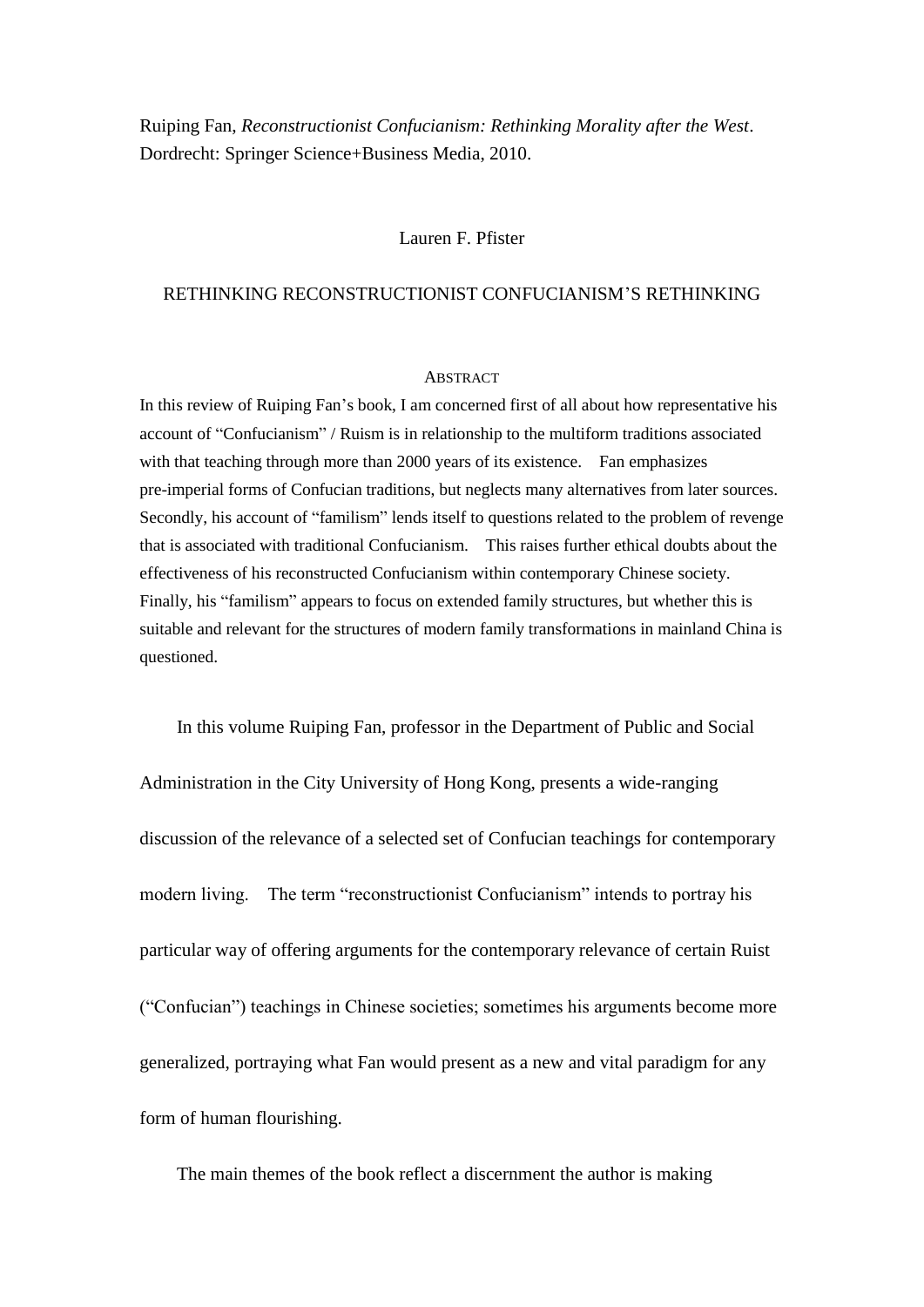Ruiping Fan, *Reconstructionist Confucianism: Rethinking Morality after the West*. Dordrecht: Springer Science+Business Media, 2010.

Lauren F. Pfister

# RETHINKING RECONSTRUCTIONIST CONFUCIANISM'S RETHINKING

## ABSTRACT

In this review of Ruiping Fan's book, I am concerned first of all about how representative his account of "Confucianism" / Ruism is in relationship to the multiform traditions associated with that teaching through more than 2000 years of its existence. Fan emphasizes pre-imperial forms of Confucian traditions, but neglects many alternatives from later sources. Secondly, his account of "familism" lends itself to questions related to the problem of revenge that is associated with traditional Confucianism. This raises further ethical doubts about the effectiveness of his reconstructed Confucianism within contemporary Chinese society. Finally, his "familism" appears to focus on extended family structures, but whether this is suitable and relevant for the structures of modern family transformations in mainland China is questioned.

In this volume Ruiping Fan, professor in the Department of Public and Social Administration in the City University of Hong Kong, presents a wide-ranging discussion of the relevance of a selected set of Confucian teachings for contemporary modern living. The term "reconstructionist Confucianism" intends to portray his particular way of offering arguments for the contemporary relevance of certain Ruist ("Confucian") teachings in Chinese societies; sometimes his arguments become more generalized, portraying what Fan would present as a new and vital paradigm for any form of human flourishing.

The main themes of the book reflect a discernment the author is making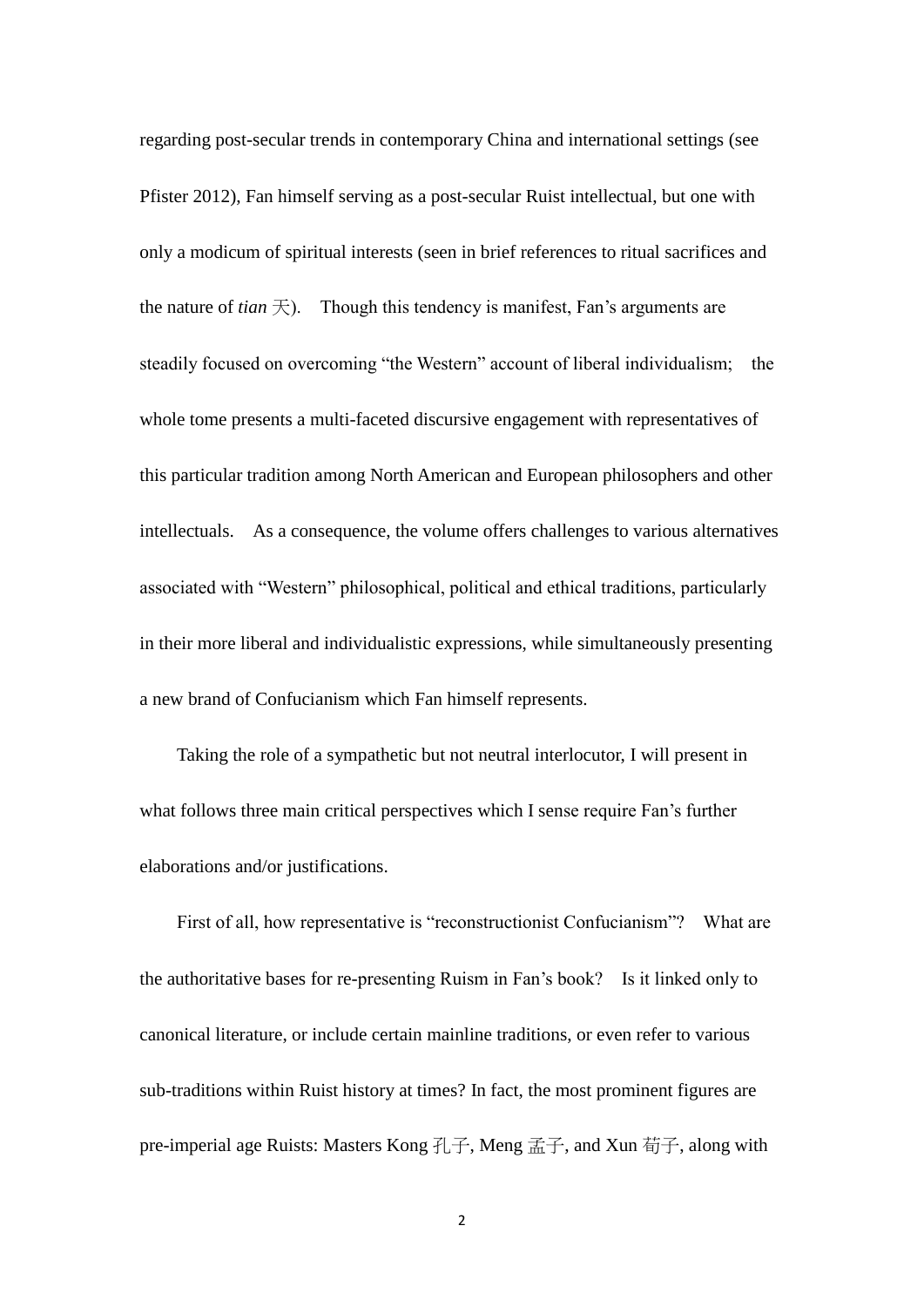regarding post-secular trends in contemporary China and international settings (see Pfister 2012), Fan himself serving as a post-secular Ruist intellectual, but one with only a modicum of spiritual interests (seen in brief references to ritual sacrifices and the nature of *tian* 天). Though this tendency is manifest, Fan's arguments are steadily focused on overcoming "the Western" account of liberal individualism; the whole tome presents a multi-faceted discursive engagement with representatives of this particular tradition among North American and European philosophers and other intellectuals. As a consequence, the volume offers challenges to various alternatives associated with "Western" philosophical, political and ethical traditions, particularly in their more liberal and individualistic expressions, while simultaneously presenting a new brand of Confucianism which Fan himself represents.

Taking the role of a sympathetic but not neutral interlocutor, I will present in what follows three main critical perspectives which I sense require Fan's further elaborations and/or justifications.

First of all, how representative is "reconstructionist Confucianism"? What are the authoritative bases for re-presenting Ruism in Fan's book? Is it linked only to canonical literature, or include certain mainline traditions, or even refer to various sub-traditions within Ruist history at times? In fact, the most prominent figures are pre-imperial age Ruists: Masters Kong 孔子, Meng 孟子, and Xun 荀子, along with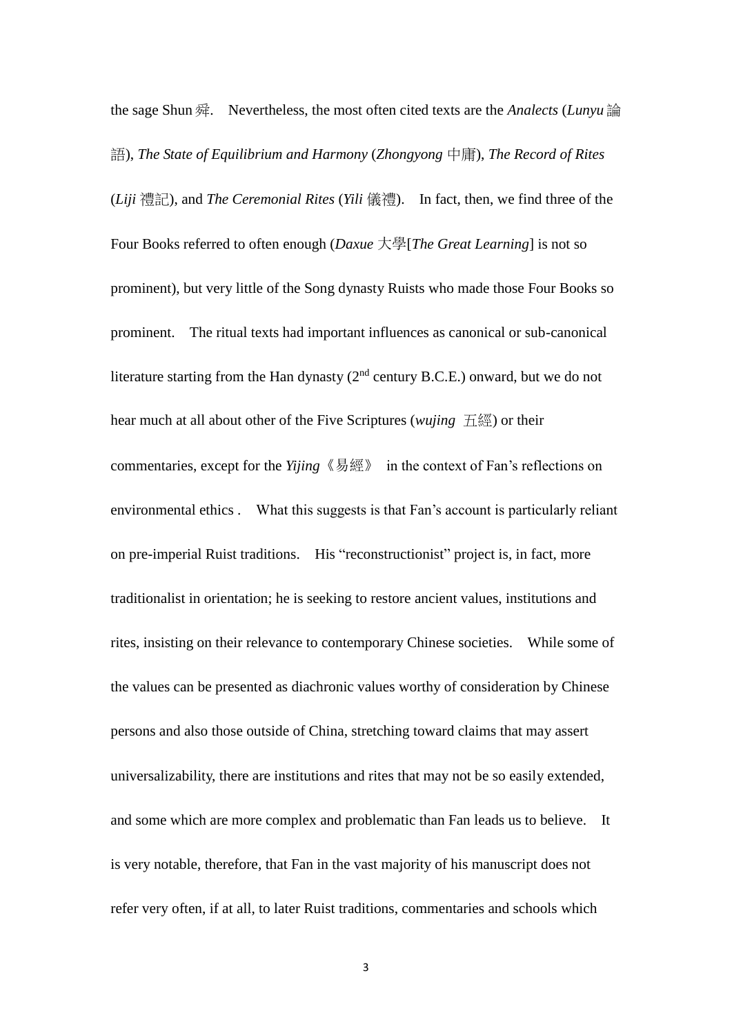the sage Shun 舜. Nevertheless, the most often cited texts are the *Analects* (*Lunyu* 論語), *The State of Equilibrium and Harmony* (*Zhongyong* 中庸), *The Record of Rites* (*Liji* 禮記), and *The Ceremonial Rites* (*Yili* 儀禮). In fact, then, we find three of the Four Books referred to often enough (*Daxue* 大學[*The Great Learning*] is not so prominent), but very little of the Song dynasty Ruists who made those Four Books so prominent. The ritual texts had important influences as canonical or sub-canonical literature starting from the Han dynasty (2nd century B.C.E.) onward, but we do not hear much at all about other of the Five Scriptures (*wujing* 五經) or their commentaries, except for the *Yijing*《易經》 in the context of Fan's reflections on environmental ethics . What this suggests is that Fan's account is particularly reliant on pre-imperial Ruist traditions. His "reconstructionist" project is, in fact, more traditionalist in orientation; he is seeking to restore ancient values, institutions and rites, insisting on their relevance to contemporary Chinese societies. While some of the values can be presented as diachronic values worthy of consideration by Chinese persons and also those outside of China, stretching toward claims that may assert universalizability, there are institutions and rites that may not be so easily extended, and some which are more complex and problematic than Fan leads us to believe. It is very notable, therefore, that Fan in the vast majority of his manuscript does not refer very often, if at all, to later Ruist traditions, commentaries and schools which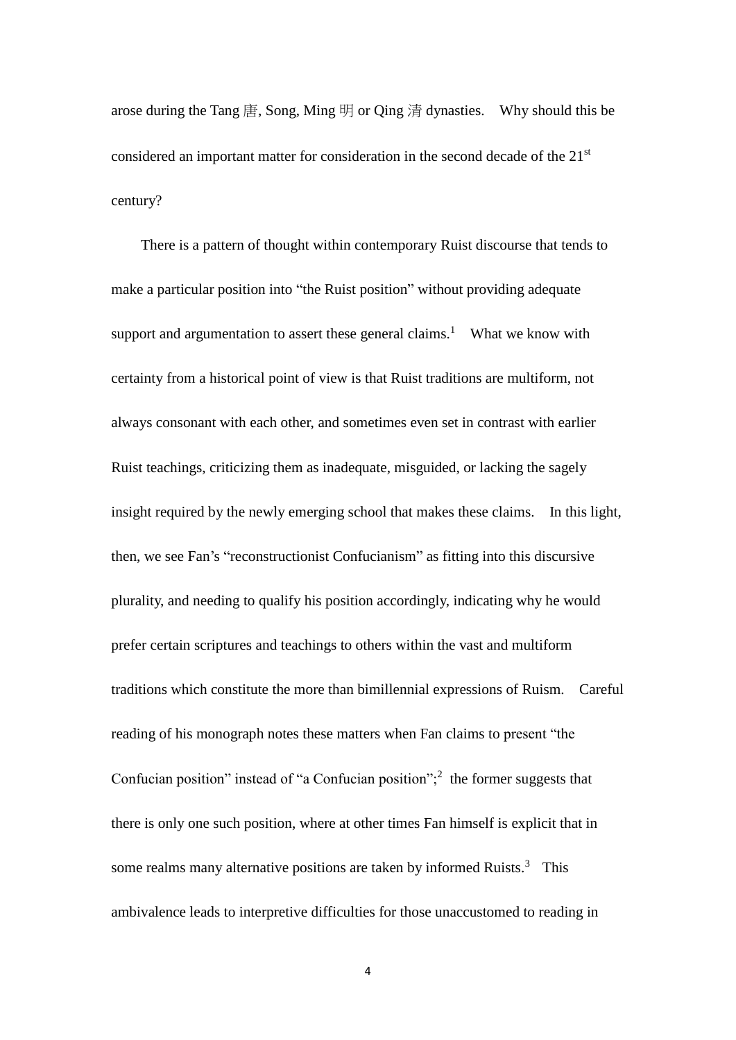arose during the Tang 唐, Song, Ming 明 or Qing 清 dynasties. Why should this be considered an important matter for consideration in the second decade of the 21st century?

There is a pattern of thought within contemporary Ruist discourse that tends to make a particular position into "the Ruist position" without providing adequate support and argumentation to assert these general claims.[1] What we know with certainty from a historical point of view is that Ruist traditions are multiform, not always consonant with each other, and sometimes even set in contrast with earlier Ruist teachings, criticizing them as inadequate, misguided, or lacking the sagely insight required by the newly emerging school that makes these claims. In this light, then, we see Fan's "reconstructionist Confucianism" as fitting into this discursive plurality, and needing to qualify his position accordingly, indicating why he would prefer certain scriptures and teachings to others within the vast and multiform traditions which constitute the more than bimillennial expressions of Ruism. Careful reading of his monograph notes these matters when Fan claims to present "the Confucian position" instead of "a Confucian position";[2] the former suggests that there is only one such position, where at other times Fan himself is explicit that in some realms many alternative positions are taken by informed Ruists.[3] This ambivalence leads to interpretive difficulties for those unaccustomed to reading in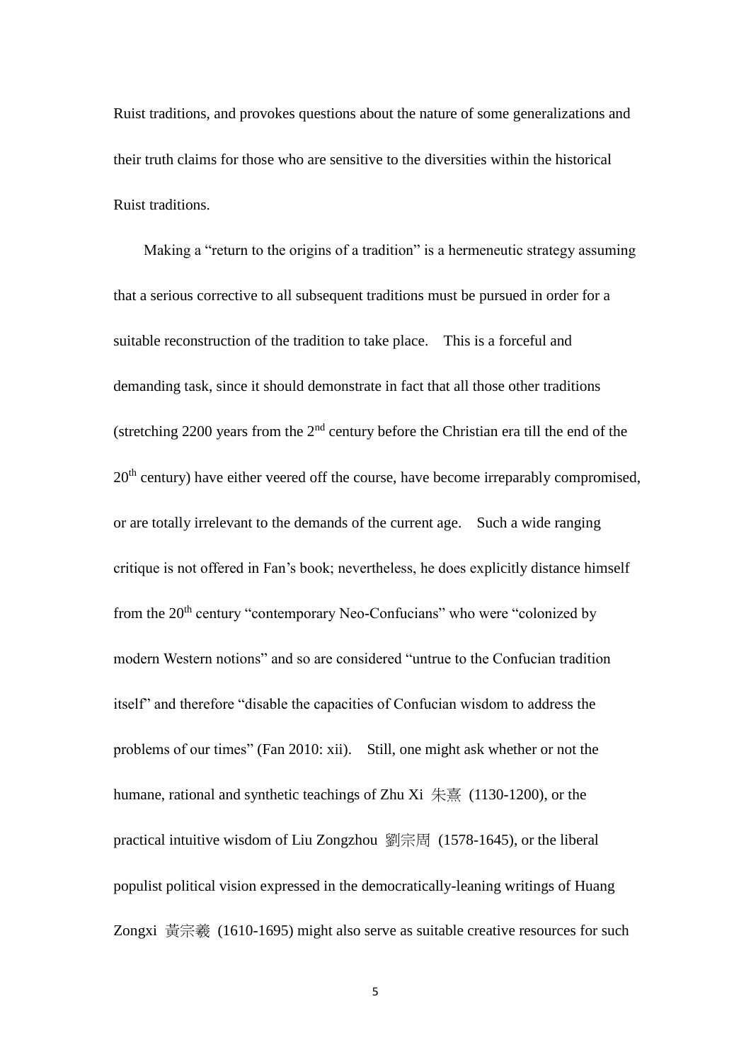Ruist traditions, and provokes questions about the nature of some generalizations and their truth claims for those who are sensitive to the diversities within the historical Ruist traditions.

Making a "return to the origins of a tradition" is a hermeneutic strategy assuming that a serious corrective to all subsequent traditions must be pursued in order for a suitable reconstruction of the tradition to take place. This is a forceful and demanding task, since it should demonstrate in fact that all those other traditions (stretching 2200 years from the 2nd century before the Christian era till the end of the 20th century) have either veered off the course, have become irreparably compromised, or are totally irrelevant to the demands of the current age. Such a wide ranging critique is not offered in Fan's book; nevertheless, he does explicitly distance himself from the 20th century "contemporary Neo-Confucians" who were "colonized by modern Western notions" and so are considered "untrue to the Confucian tradition itself" and therefore "disable the capacities of Confucian wisdom to address the problems of our times" (Fan 2010: xii). Still, one might ask whether or not the humane, rational and synthetic teachings of Zhu Xi 朱熹 (1130-1200), or the practical intuitive wisdom of Liu Zongzhou 劉宗周 (1578-1645), or the liberal populist political vision expressed in the democratically-leaning writings of Huang Zongxi 黃宗羲 (1610-1695) might also serve as suitable creative resources for such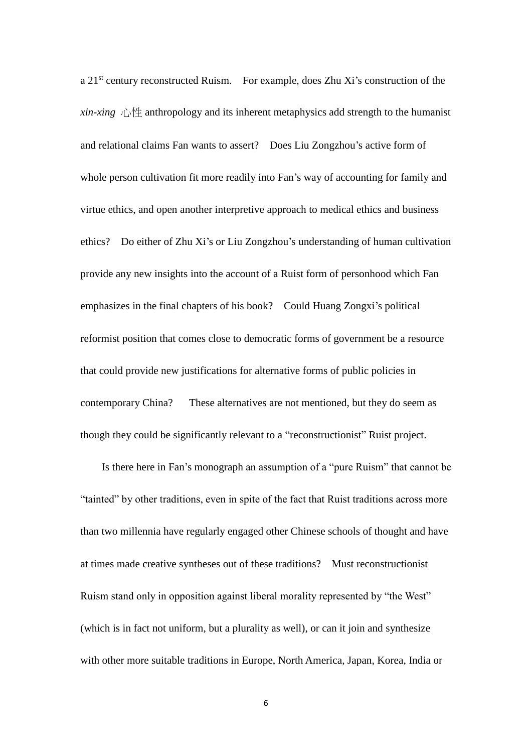a 21st century reconstructed Ruism. For example, does Zhu Xi's construction of the *xin-xing* 心性 anthropology and its inherent metaphysics add strength to the humanist and relational claims Fan wants to assert? Does Liu Zongzhou's active form of whole person cultivation fit more readily into Fan's way of accounting for family and virtue ethics, and open another interpretive approach to medical ethics and business ethics? Do either of Zhu Xi's or Liu Zongzhou's understanding of human cultivation provide any new insights into the account of a Ruist form of personhood which Fan emphasizes in the final chapters of his book? Could Huang Zongxi's political reformist position that comes close to democratic forms of government be a resource that could provide new justifications for alternative forms of public policies in contemporary China? These alternatives are not mentioned, but they do seem as though they could be significantly relevant to a "reconstructionist" Ruist project.

Is there here in Fan's monograph an assumption of a "pure Ruism" that cannot be "tainted" by other traditions, even in spite of the fact that Ruist traditions across more than two millennia have regularly engaged other Chinese schools of thought and have at times made creative syntheses out of these traditions? Must reconstructionist Ruism stand only in opposition against liberal morality represented by "the West" (which is in fact not uniform, but a plurality as well), or can it join and synthesize with other more suitable traditions in Europe, North America, Japan, Korea, India or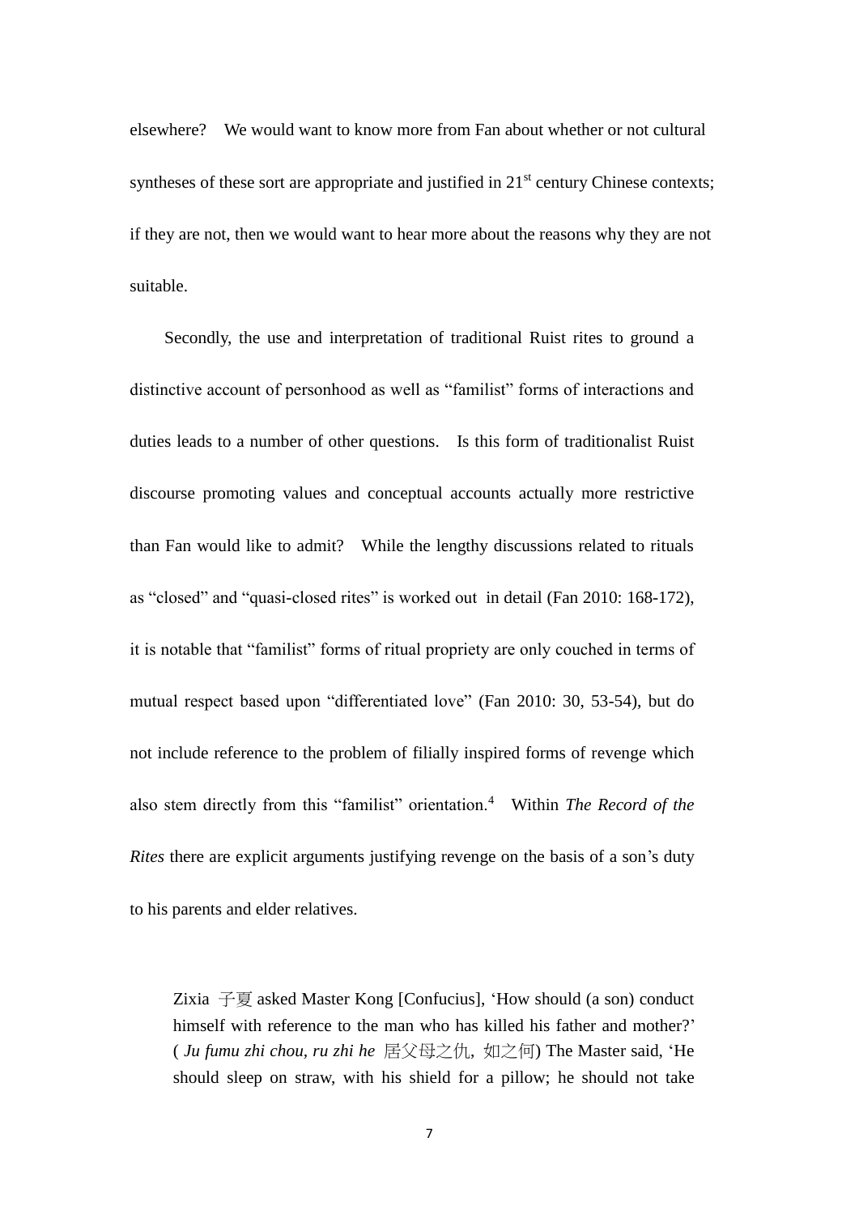elsewhere? We would want to know more from Fan about whether or not cultural syntheses of these sort are appropriate and justified in 21st century Chinese contexts; if they are not, then we would want to hear more about the reasons why they are not suitable.

Secondly, the use and interpretation of traditional Ruist rites to ground a distinctive account of personhood as well as "familist" forms of interactions and duties leads to a number of other questions. Is this form of traditionalist Ruist discourse promoting values and conceptual accounts actually more restrictive than Fan would like to admit? While the lengthy discussions related to rituals as "closed" and "quasi-closed rites" is worked out in detail (Fan 2010: 168-172), it is notable that "familist" forms of ritual propriety are only couched in terms of mutual respect based upon "differentiated love" (Fan 2010: 30, 53-54), but do not include reference to the problem of filially inspired forms of revenge which also stem directly from this "familist" orientation.[4] Within *The Record of the Rites* there are explicit arguments justifying revenge on the basis of a son's duty to his parents and elder relatives.

> Zixia 子夏 asked Master Kong [Confucius], 'How should (a son) conduct himself with reference to the man who has killed his father and mother?' ( *Ju fumu zhi chou, ru zhi he* 居父母之仇，如之何) The Master said, 'He should sleep on straw, with his shield for a pillow; he should not take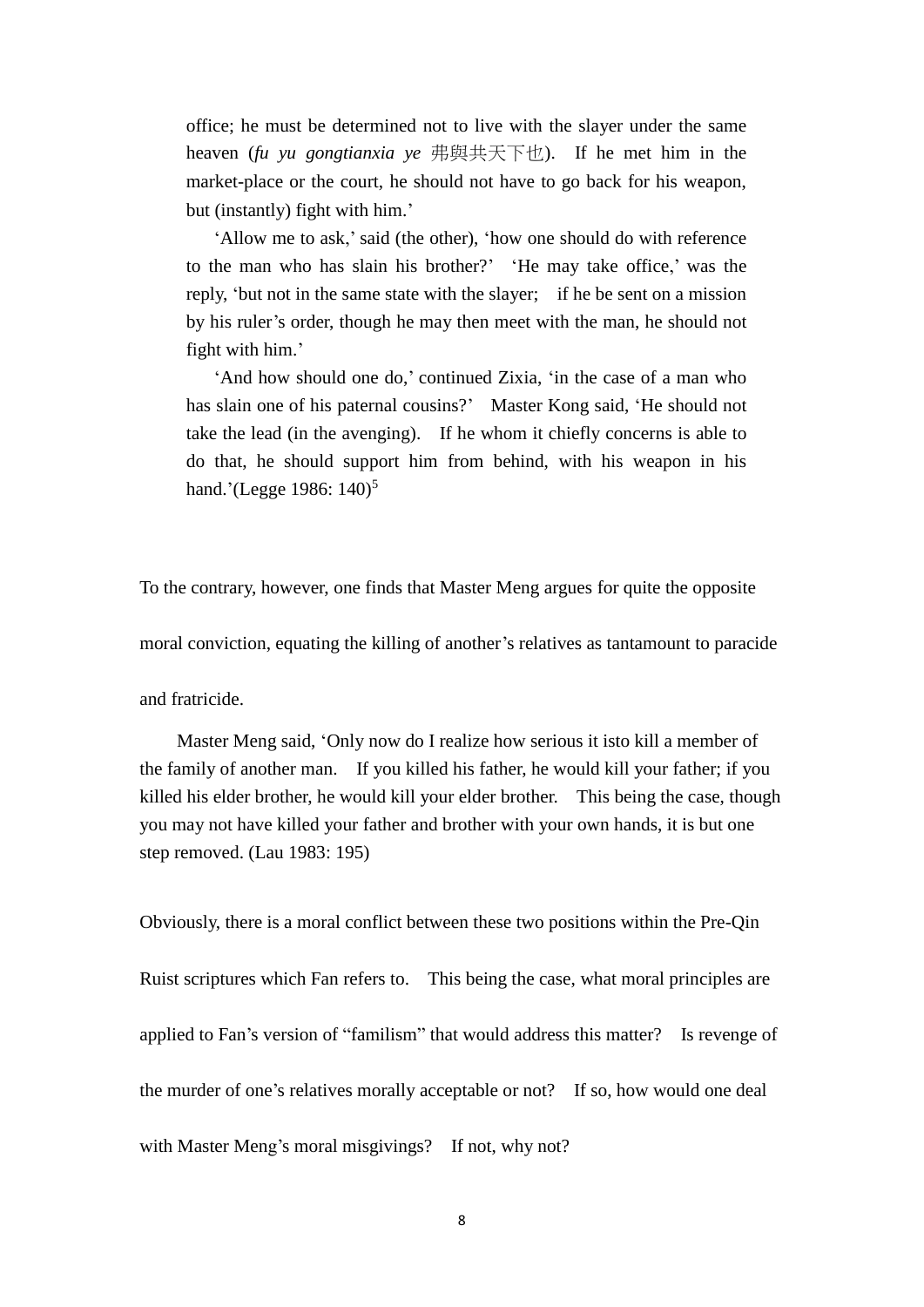> office; he must be determined not to live with the slayer under the same heaven (*fu yu gongtianxia ye* 弗與共天下也). If he met him in the market-place or the court, he should not have to go back for his weapon, but (instantly) fight with him.'
>
> 'Allow me to ask,' said (the other), 'how one should do with reference to the man who has slain his brother?' 'He may take office,' was the reply, 'but not in the same state with the slayer; if he be sent on a mission by his ruler's order, though he may then meet with the man, he should not fight with him.'
>
> 'And how should one do,' continued Zixia, 'in the case of a man who has slain one of his paternal cousins?' Master Kong said, 'He should not take the lead (in the avenging). If he whom it chiefly concerns is able to do that, he should support him from behind, with his weapon in his hand.'(Legge 1986: 140)[5]

To the contrary, however, one finds that Master Meng argues for quite the opposite moral conviction, equating the killing of another's relatives as tantamount to paracide and fratricide.

> Master Meng said, 'Only now do I realize how serious it isto kill a member of the family of another man. If you killed his father, he would kill your father; if you killed his elder brother, he would kill your elder brother. This being the case, though you may not have killed your father and brother with your own hands, it is but one step removed. (Lau 1983: 195)

Obviously, there is a moral conflict between these two positions within the Pre-Qin Ruist scriptures which Fan refers to. This being the case, what moral principles are applied to Fan's version of "familism" that would address this matter? Is revenge of the murder of one's relatives morally acceptable or not? If so, how would one deal with Master Meng's moral misgivings? If not, why not?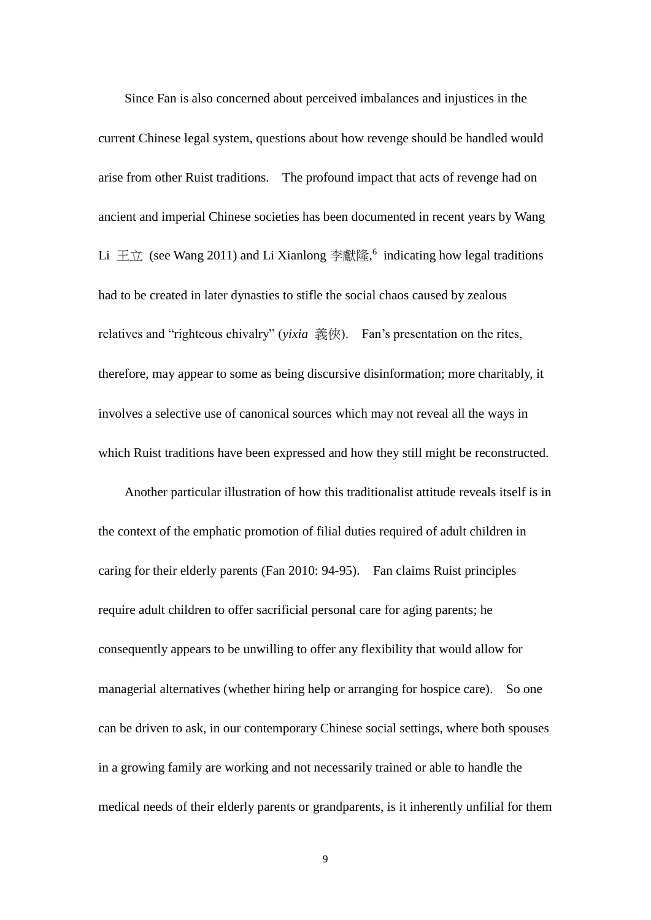Since Fan is also concerned about perceived imbalances and injustices in the current Chinese legal system, questions about how revenge should be handled would arise from other Ruist traditions. The profound impact that acts of revenge had on ancient and imperial Chinese societies has been documented in recent years by Wang Li 王立 (see Wang 2011) and Li Xianlong 李獻隆,[6] indicating how legal traditions had to be created in later dynasties to stifle the social chaos caused by zealous relatives and "righteous chivalry" (*yixia* 義俠). Fan's presentation on the rites, therefore, may appear to some as being discursive disinformation; more charitably, it involves a selective use of canonical sources which may not reveal all the ways in which Ruist traditions have been expressed and how they still might be reconstructed.

Another particular illustration of how this traditionalist attitude reveals itself is in the context of the emphatic promotion of filial duties required of adult children in caring for their elderly parents (Fan 2010: 94-95). Fan claims Ruist principles require adult children to offer sacrificial personal care for aging parents; he consequently appears to be unwilling to offer any flexibility that would allow for managerial alternatives (whether hiring help or arranging for hospice care). So one can be driven to ask, in our contemporary Chinese social settings, where both spouses in a growing family are working and not necessarily trained or able to handle the medical needs of their elderly parents or grandparents, is it inherently unfilial for them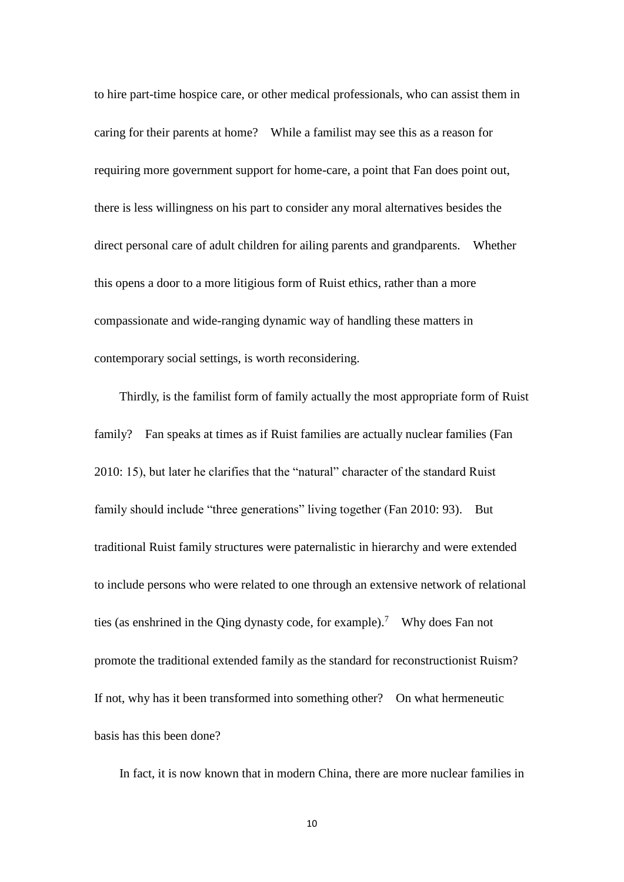to hire part-time hospice care, or other medical professionals, who can assist them in caring for their parents at home? While a familist may see this as a reason for requiring more government support for home-care, a point that Fan does point out, there is less willingness on his part to consider any moral alternatives besides the direct personal care of adult children for ailing parents and grandparents. Whether this opens a door to a more litigious form of Ruist ethics, rather than a more compassionate and wide-ranging dynamic way of handling these matters in contemporary social settings, is worth reconsidering.

Thirdly, is the familist form of family actually the most appropriate form of Ruist family? Fan speaks at times as if Ruist families are actually nuclear families (Fan 2010: 15), but later he clarifies that the "natural" character of the standard Ruist family should include "three generations" living together (Fan 2010: 93). But traditional Ruist family structures were paternalistic in hierarchy and were extended to include persons who were related to one through an extensive network of relational ties (as enshrined in the Qing dynasty code, for example).[7] Why does Fan not promote the traditional extended family as the standard for reconstructionist Ruism? If not, why has it been transformed into something other? On what hermeneutic basis has this been done?

In fact, it is now known that in modern China, there are more nuclear families in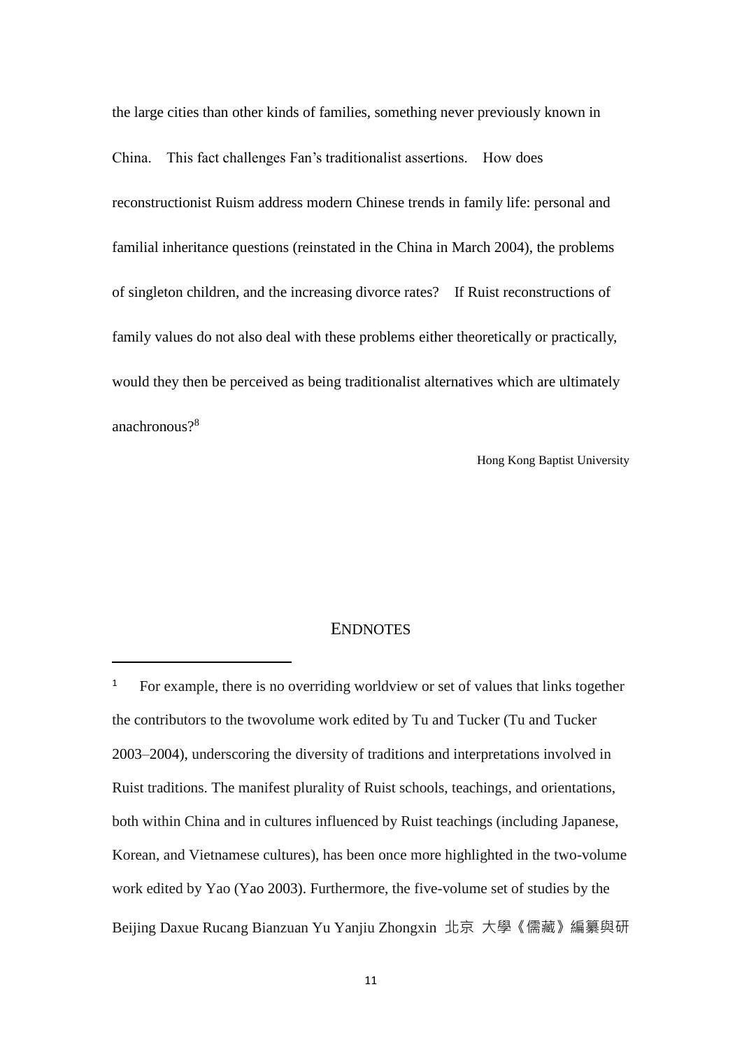the large cities than other kinds of families, something never previously known in China. This fact challenges Fan's traditionalist assertions. How does reconstructionist Ruism address modern Chinese trends in family life: personal and familial inheritance questions (reinstated in the China in March 2004), the problems of singleton children, and the increasing divorce rates? If Ruist reconstructions of family values do not also deal with these problems either theoretically or practically, would they then be perceived as being traditionalist alternatives which are ultimately anachronous?[8]

Hong Kong Baptist University

## ENDNOTES

[1] For example, there is no overriding worldview or set of values that links together the contributors to the twovolume work edited by Tu and Tucker (Tu and Tucker 2003–2004), underscoring the diversity of traditions and interpretations involved in Ruist traditions. The manifest plurality of Ruist schools, teachings, and orientations, both within China and in cultures influenced by Ruist teachings (including Japanese, Korean, and Vietnamese cultures), has been once more highlighted in the two-volume work edited by Yao (Yao 2003). Furthermore, the five-volume set of studies by the Beijing Daxue Rucang Bianzuan Yu Yanjiu Zhongxin 北京 大學《儒藏》編纂與研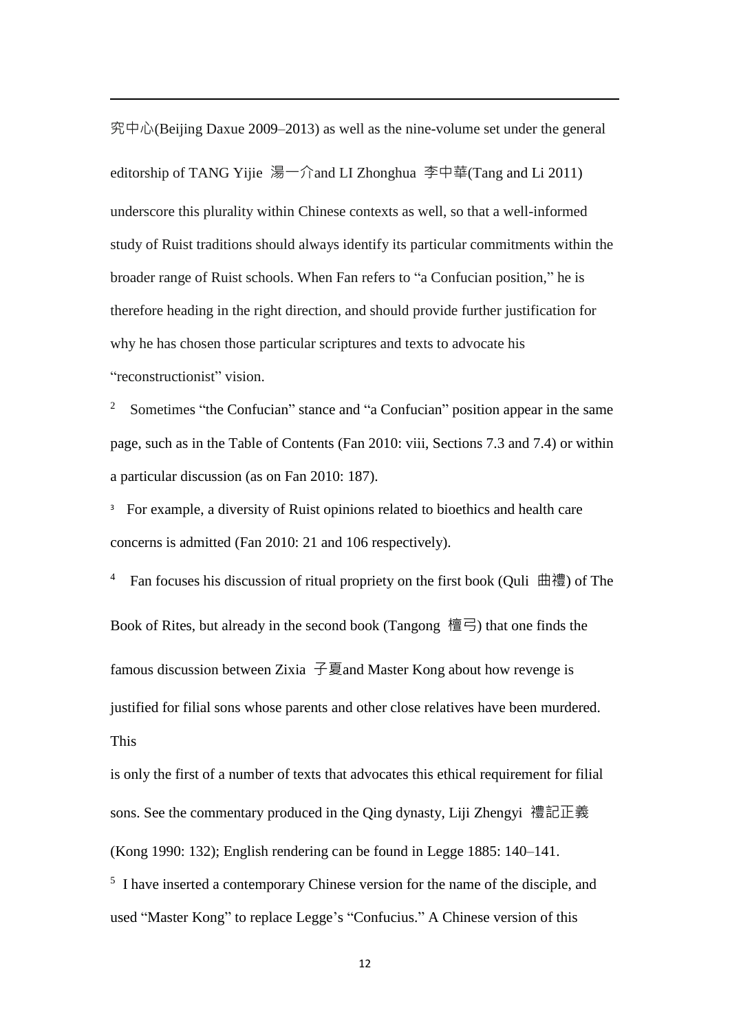究中心(Beijing Daxue 2009–2013) as well as the nine-volume set under the general editorship of TANG Yijie 湯一介and LI Zhonghua 李中華(Tang and Li 2011) underscore this plurality within Chinese contexts as well, so that a well-informed study of Ruist traditions should always identify its particular commitments within the broader range of Ruist schools. When Fan refers to "a Confucian position," he is therefore heading in the right direction, and should provide further justification for why he has chosen those particular scriptures and texts to advocate his "reconstructionist" vision.

[2] Sometimes "the Confucian" stance and "a Confucian" position appear in the same page, such as in the Table of Contents (Fan 2010: viii, Sections 7.3 and 7.4) or within a particular discussion (as on Fan 2010: 187).

[3] For example, a diversity of Ruist opinions related to bioethics and health care concerns is admitted (Fan 2010: 21 and 106 respectively).

[4] Fan focuses his discussion of ritual propriety on the first book (Quli 曲禮) of The Book of Rites, but already in the second book (Tangong 檀弓) that one finds the famous discussion between Zixia 子夏and Master Kong about how revenge is justified for filial sons whose parents and other close relatives have been murdered. This is only the first of a number of texts that advocates this ethical requirement for filial sons. See the commentary produced in the Qing dynasty, Liji Zhengyi 禮記正義 (Kong 1990: 132); English rendering can be found in Legge 1885: 140–141.

[5] I have inserted a contemporary Chinese version for the name of the disciple, and used "Master Kong" to replace Legge's "Confucius." A Chinese version of this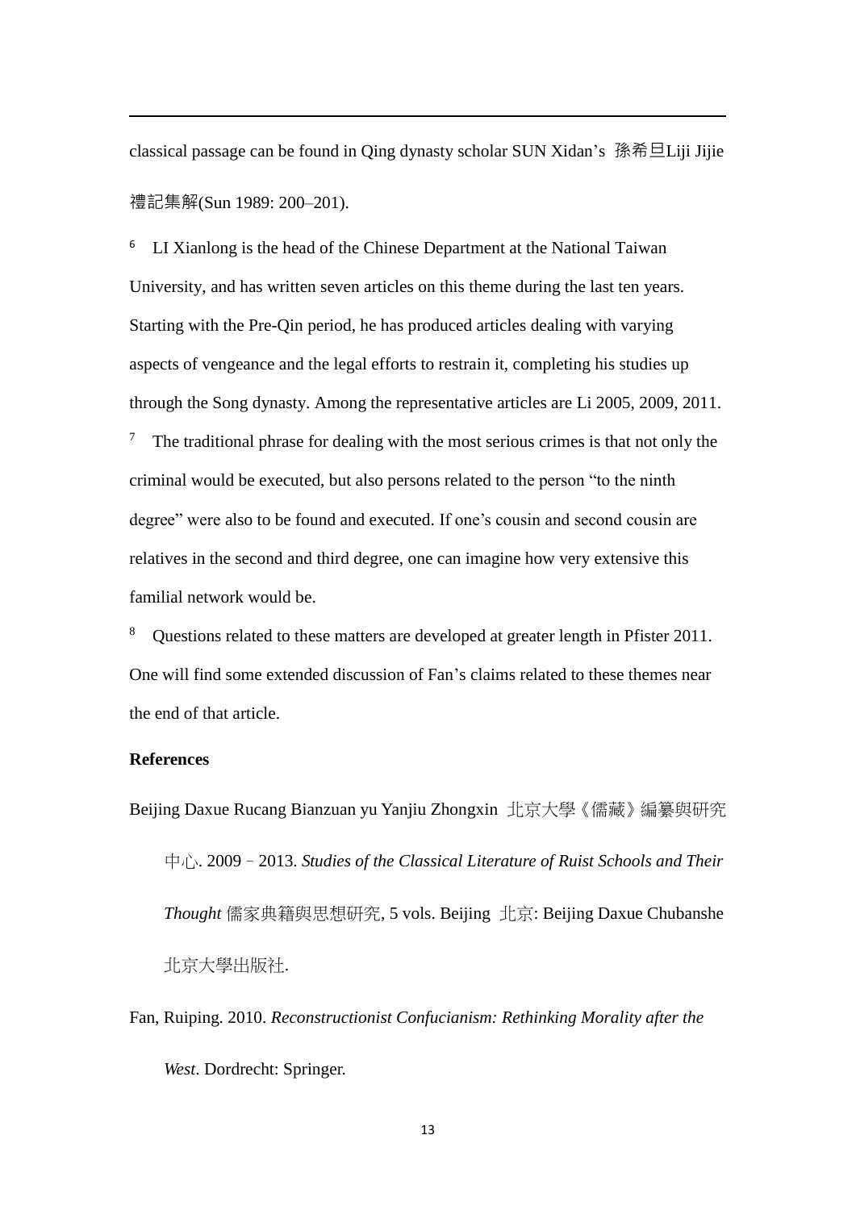classical passage can be found in Qing dynasty scholar SUN Xidan's 孫希旦Liji Jijie 禮記集解(Sun 1989: 200–201).

[6] LI Xianlong is the head of the Chinese Department at the National Taiwan University, and has written seven articles on this theme during the last ten years. Starting with the Pre-Qin period, he has produced articles dealing with varying aspects of vengeance and the legal efforts to restrain it, completing his studies up through the Song dynasty. Among the representative articles are Li 2005, 2009, 2011.

[7] The traditional phrase for dealing with the most serious crimes is that not only the criminal would be executed, but also persons related to the person "to the ninth degree" were also to be found and executed. If one's cousin and second cousin are relatives in the second and third degree, one can imagine how very extensive this familial network would be.

[8] Questions related to these matters are developed at greater length in Pfister 2011. One will find some extended discussion of Fan's claims related to these themes near the end of that article.

**References**

Beijing Daxue Rucang Bianzuan yu Yanjiu Zhongxin 北京大學《儒藏》編纂與研究中心. 2009–2013. *Studies of the Classical Literature of Ruist Schools and Their Thought* 儒家典籍與思想研究, 5 vols. Beijing 北京: Beijing Daxue Chubanshe 北京大學出版社.

Fan, Ruiping. 2010. *Reconstructionist Confucianism: Rethinking Morality after the West*. Dordrecht: Springer.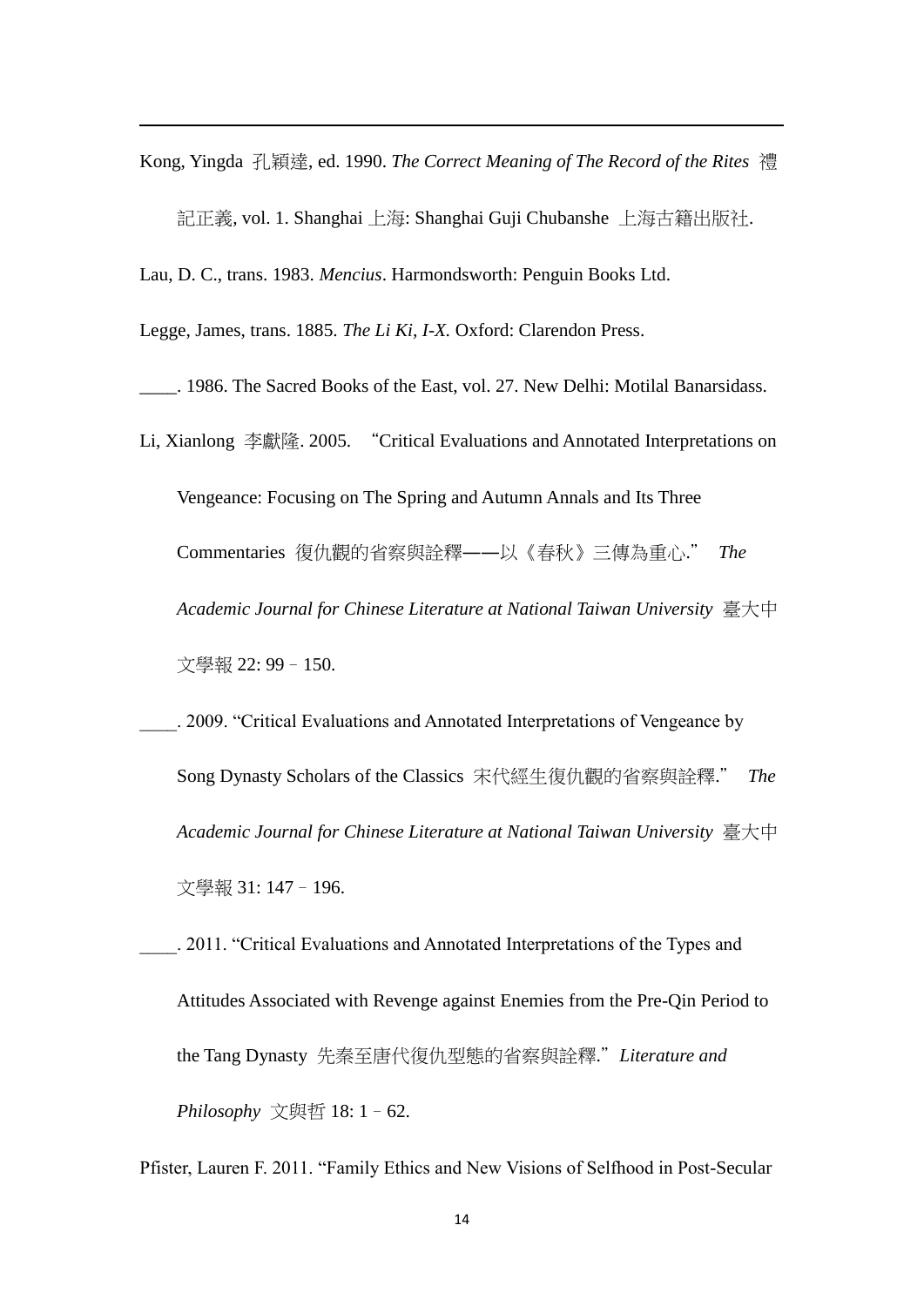Kong, Yingda 孔穎達, ed. 1990. *The Correct Meaning of The Record of the Rites* 禮記正義, vol. 1. Shanghai 上海: Shanghai Guji Chubanshe 上海古籍出版社.

Lau, D. C., trans. 1983. *Mencius*. Harmondsworth: Penguin Books Ltd.

Legge, James, trans. 1885. *The Li Ki, I-X.* Oxford: Clarendon Press.

____. 1986. The Sacred Books of the East, vol. 27. New Delhi: Motilal Banarsidass.

Li, Xianlong 李獻隆. 2005. "Critical Evaluations and Annotated Interpretations on Vengeance: Focusing on The Spring and Autumn Annals and Its Three Commentaries 復仇觀的省察與詮釋——以《春秋》三傳為重心." *The Academic Journal for Chinese Literature at National Taiwan University* 臺大中文學報 22: 99–150.

____. 2009. "Critical Evaluations and Annotated Interpretations of Vengeance by Song Dynasty Scholars of the Classics 宋代經生復仇觀的省察與詮釋." *The Academic Journal for Chinese Literature at National Taiwan University* 臺大中文學報 31: 147–196.

____. 2011. "Critical Evaluations and Annotated Interpretations of the Types and Attitudes Associated with Revenge against Enemies from the Pre-Qin Period to the Tang Dynasty 先秦至唐代復仇型態的省察與詮釋." *Literature and Philosophy* 文與哲 18: 1–62.

Pfister, Lauren F. 2011. "Family Ethics and New Visions of Selfhood in Post-Secular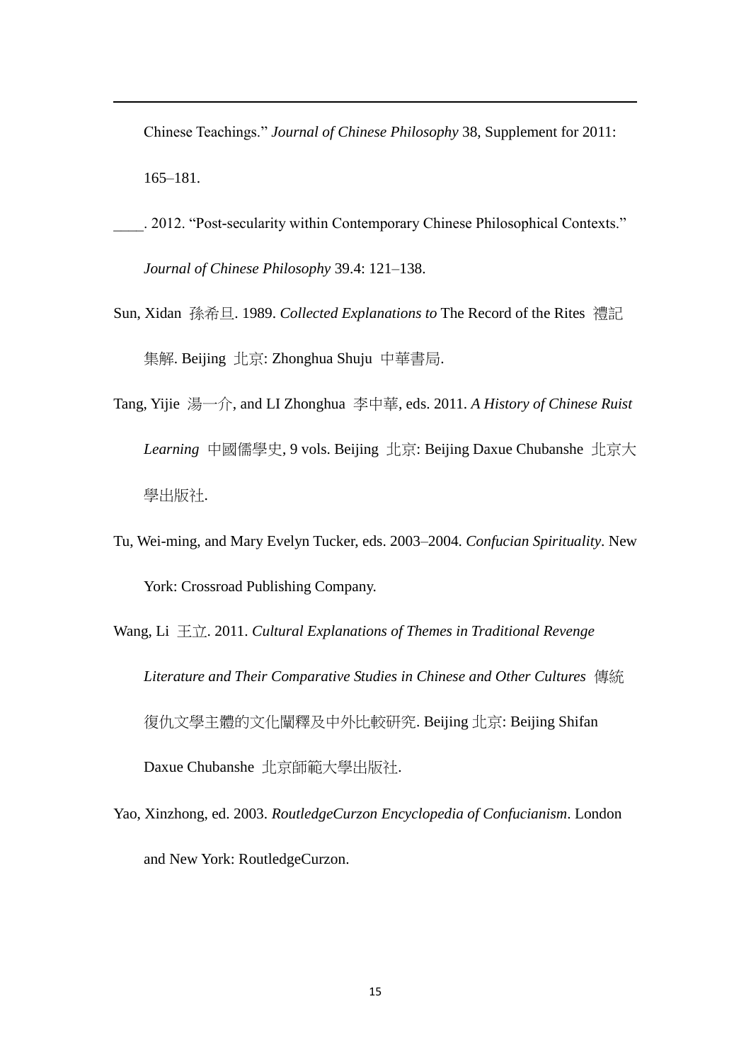Chinese Teachings." *Journal of Chinese Philosophy* 38, Supplement for 2011: 165–181.

____. 2012. "Post-secularity within Contemporary Chinese Philosophical Contexts." *Journal of Chinese Philosophy* 39.4: 121–138.

Sun, Xidan 孫希旦. 1989. *Collected Explanations to* The Record of the Rites 禮記集解. Beijing 北京: Zhonghua Shuju 中華書局.

Tang, Yijie 湯一介, and LI Zhonghua 李中華, eds. 2011. *A History of Chinese Ruist Learning* 中國儒學史, 9 vols. Beijing 北京: Beijing Daxue Chubanshe 北京大學出版社.

Tu, Wei-ming, and Mary Evelyn Tucker, eds. 2003–2004. *Confucian Spirituality*. New York: Crossroad Publishing Company.

Wang, Li 王立. 2011. *Cultural Explanations of Themes in Traditional Revenge Literature and Their Comparative Studies in Chinese and Other Cultures* 傳統復仇文學主體的文化闡釋及中外比較研究. Beijing 北京: Beijing Shifan Daxue Chubanshe 北京師範大學出版社.

Yao, Xinzhong, ed. 2003. *RoutledgeCurzon Encyclopedia of Confucianism*. London and New York: RoutledgeCurzon.